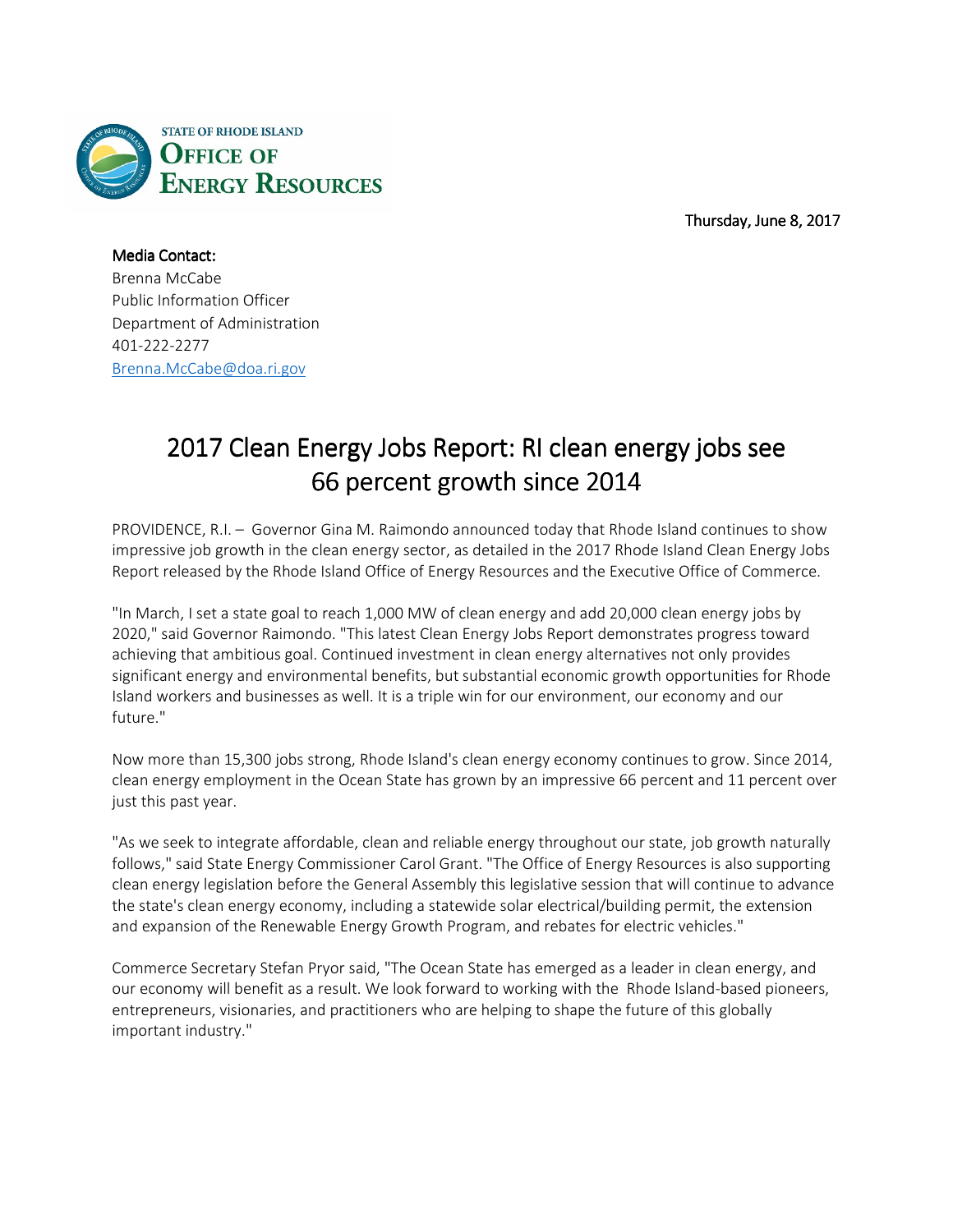STATE OF RHODE ISLAND
**OFFICE OF ENERGY RESOURCES**

Thursday, June 8, 2017

**Media Contact:**
Brenna McCabe
Public Information Officer
Department of Administration
401-222-2277
Brenna.McCabe@doa.ri.gov

# 2017 Clean Energy Jobs Report: RI clean energy jobs see 66 percent growth since 2014

PROVIDENCE, R.I. – Governor Gina M. Raimondo announced today that Rhode Island continues to show impressive job growth in the clean energy sector, as detailed in the 2017 Rhode Island Clean Energy Jobs Report released by the Rhode Island Office of Energy Resources and the Executive Office of Commerce.

"In March, I set a state goal to reach 1,000 MW of clean energy and add 20,000 clean energy jobs by 2020," said Governor Raimondo. "This latest Clean Energy Jobs Report demonstrates progress toward achieving that ambitious goal. Continued investment in clean energy alternatives not only provides significant energy and environmental benefits, but substantial economic growth opportunities for Rhode Island workers and businesses as well. It is a triple win for our environment, our economy and our future."

Now more than 15,300 jobs strong, Rhode Island's clean energy economy continues to grow. Since 2014, clean energy employment in the Ocean State has grown by an impressive 66 percent and 11 percent over just this past year.

"As we seek to integrate affordable, clean and reliable energy throughout our state, job growth naturally follows," said State Energy Commissioner Carol Grant. "The Office of Energy Resources is also supporting clean energy legislation before the General Assembly this legislative session that will continue to advance the state's clean energy economy, including a statewide solar electrical/building permit, the extension and expansion of the Renewable Energy Growth Program, and rebates for electric vehicles."

Commerce Secretary Stefan Pryor said, "The Ocean State has emerged as a leader in clean energy, and our economy will benefit as a result. We look forward to working with the Rhode Island-based pioneers, entrepreneurs, visionaries, and practitioners who are helping to shape the future of this globally important industry."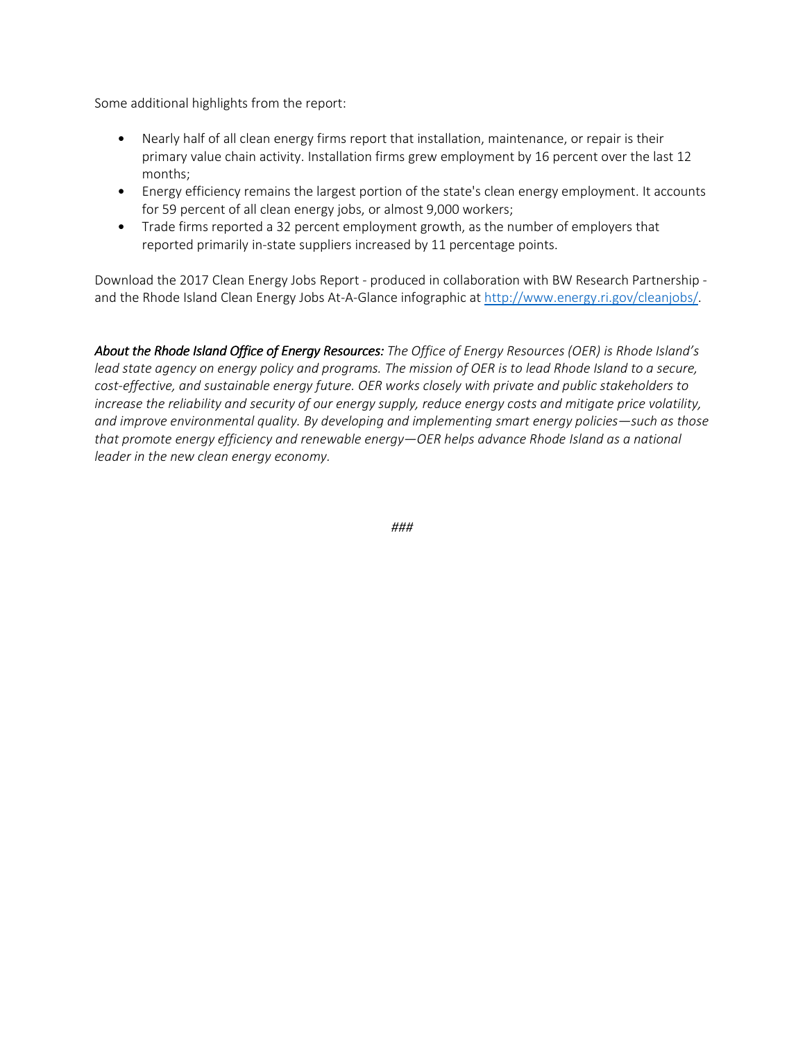Some additional highlights from the report:

- Nearly half of all clean energy firms report that installation, maintenance, or repair is their primary value chain activity. Installation firms grew employment by 16 percent over the last 12 months;
- Energy efficiency remains the largest portion of the state's clean energy employment. It accounts for 59 percent of all clean energy jobs, or almost 9,000 workers;
- Trade firms reported a 32 percent employment growth, as the number of employers that reported primarily in-state suppliers increased by 11 percentage points.

Download the 2017 Clean Energy Jobs Report - produced in collaboration with BW Research Partnership - and the Rhode Island Clean Energy Jobs At-A-Glance infographic at [http://www.energy.ri.gov/cleanjobs/](http://www.energy.ri.gov/cleanjobs/).

***About the Rhode Island Office of Energy Resources:*** *The Office of Energy Resources (OER) is Rhode Island's lead state agency on energy policy and programs. The mission of OER is to lead Rhode Island to a secure, cost-effective, and sustainable energy future. OER works closely with private and public stakeholders to increase the reliability and security of our energy supply, reduce energy costs and mitigate price volatility, and improve environmental quality. By developing and implementing smart energy policies—such as those that promote energy efficiency and renewable energy—OER helps advance Rhode Island as a national leader in the new clean energy economy.*

*###*